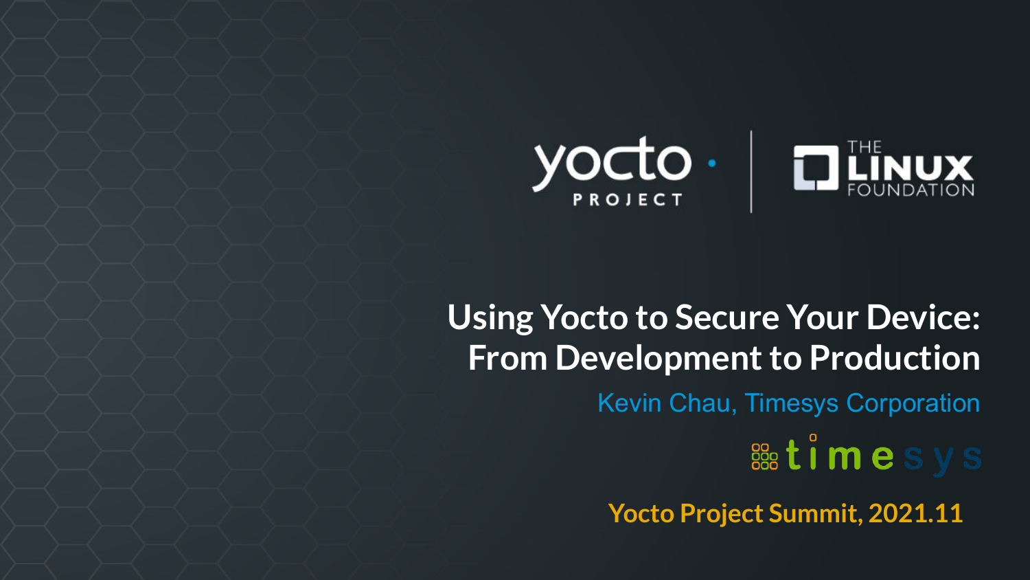# Using Yocto to Secure Your Device: From Development to Production

Kevin Chau, Timesys Corporation

Yocto Project Summit, 2021.11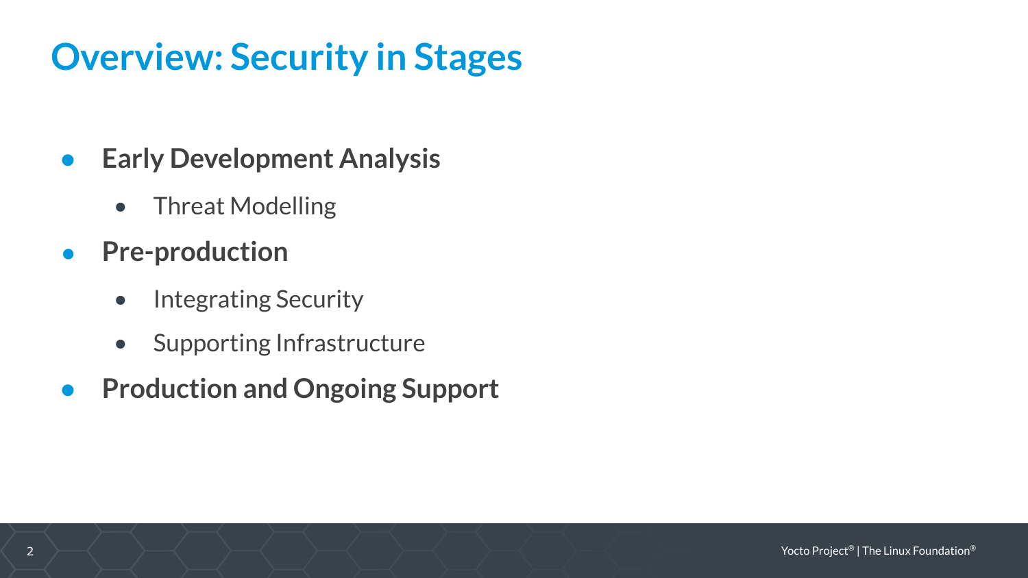# Overview: Security in Stages

- **Early Development Analysis**
  - Threat Modelling
- **Pre-production**
  - Integrating Security
  - Supporting Infrastructure
- **Production and Ongoing Support**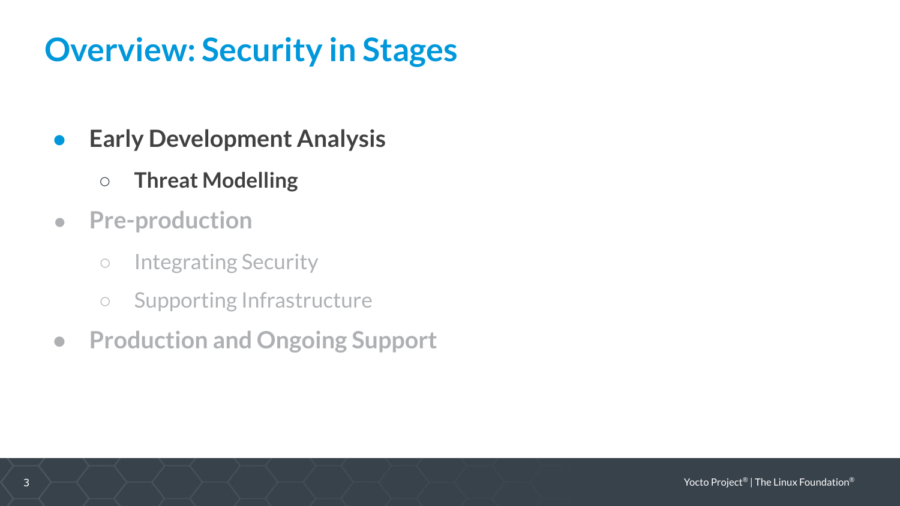# Overview: Security in Stages

- **Early Development Analysis**
  - **Threat Modelling**
- **Pre-production**
  - Integrating Security
  - Supporting Infrastructure
- **Production and Ongoing Support**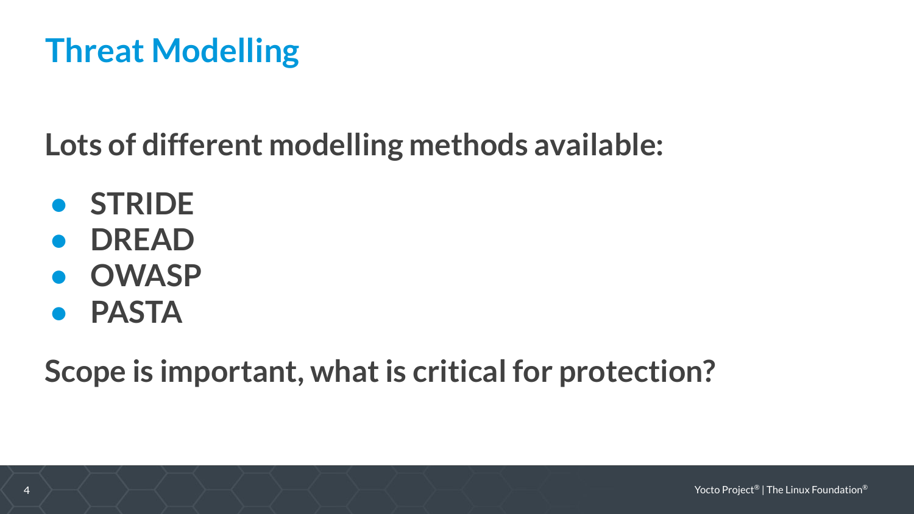# Threat Modelling

**Lots of different modelling methods available:**

- **STRIDE**
- **DREAD**
- **OWASP**
- **PASTA**

**Scope is important, what is critical for protection?**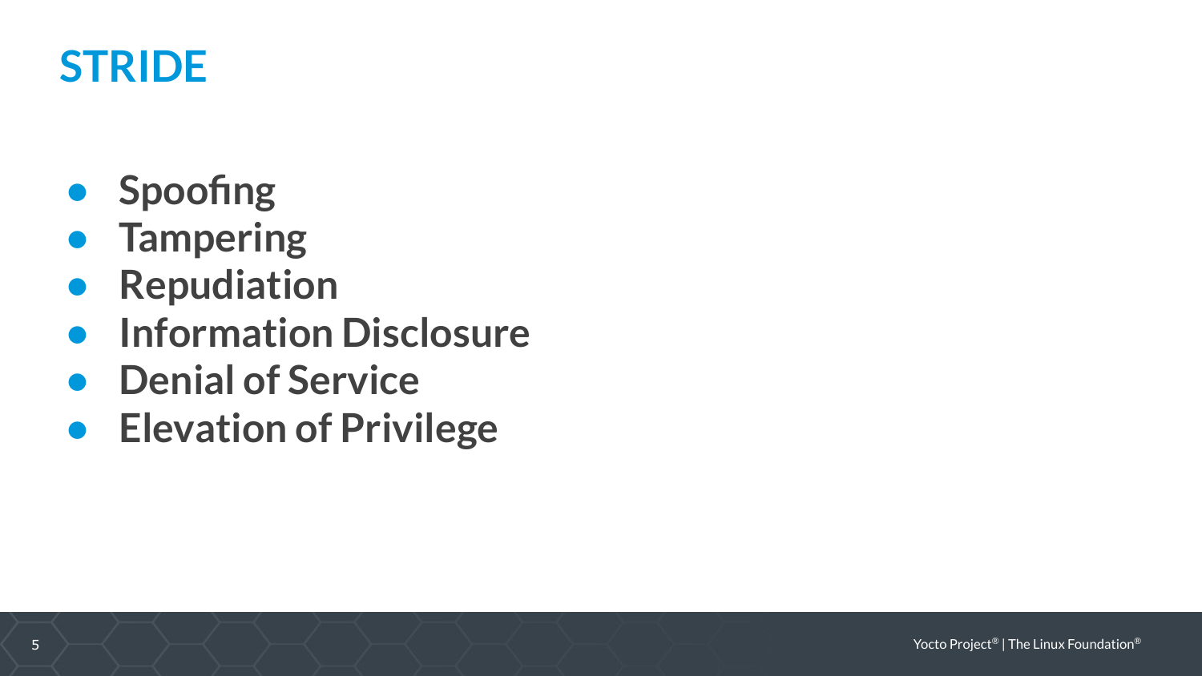# STRIDE

- **Spoofing**
- **Tampering**
- **Repudiation**
- **Information Disclosure**
- **Denial of Service**
- **Elevation of Privilege**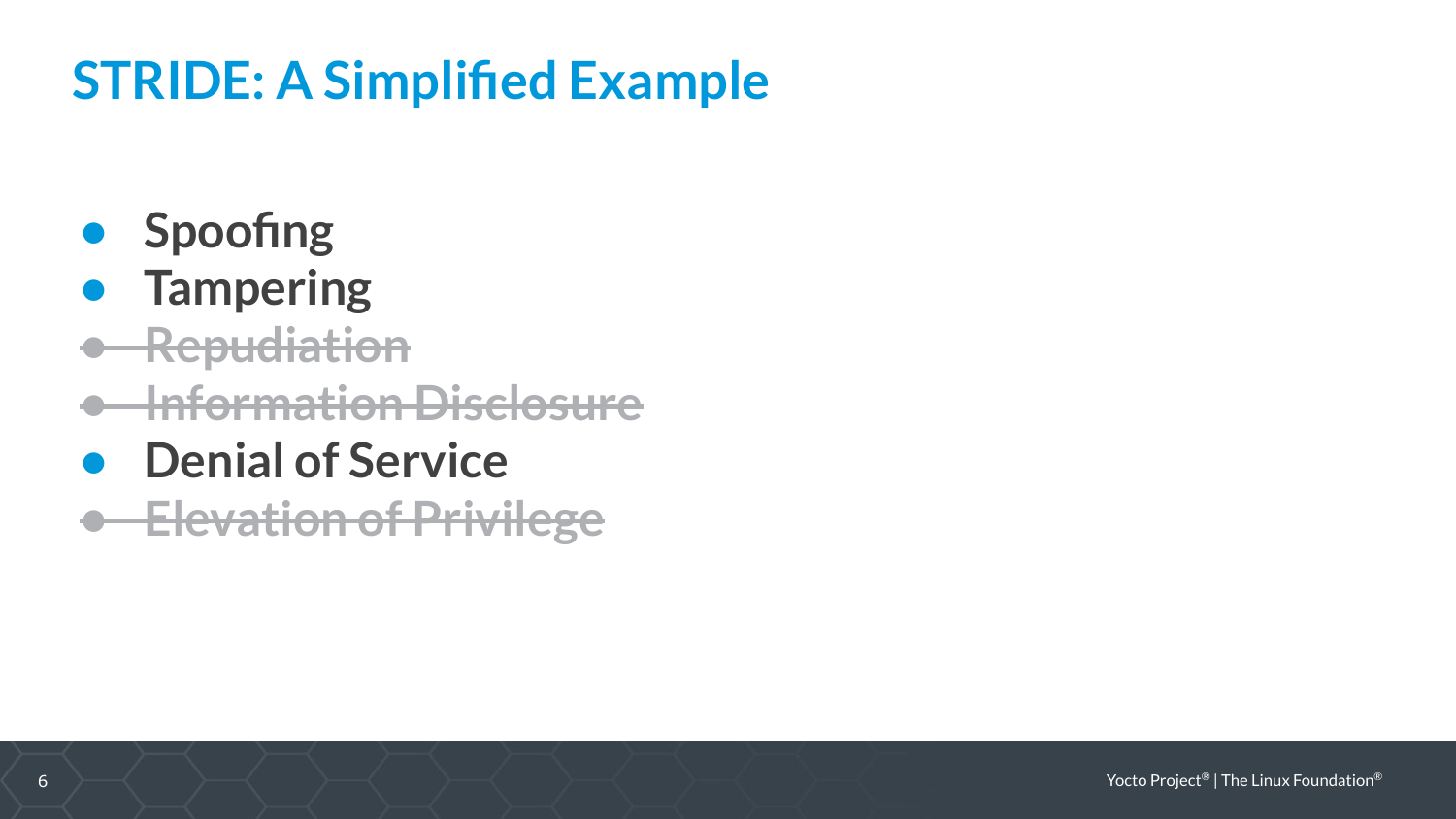# STRIDE: A Simplified Example

- **Spoofing**
- **Tampering**
- ~~**Repudiation**~~
- ~~**Information Disclosure**~~
- **Denial of Service**
- ~~**Elevation of Privilege**~~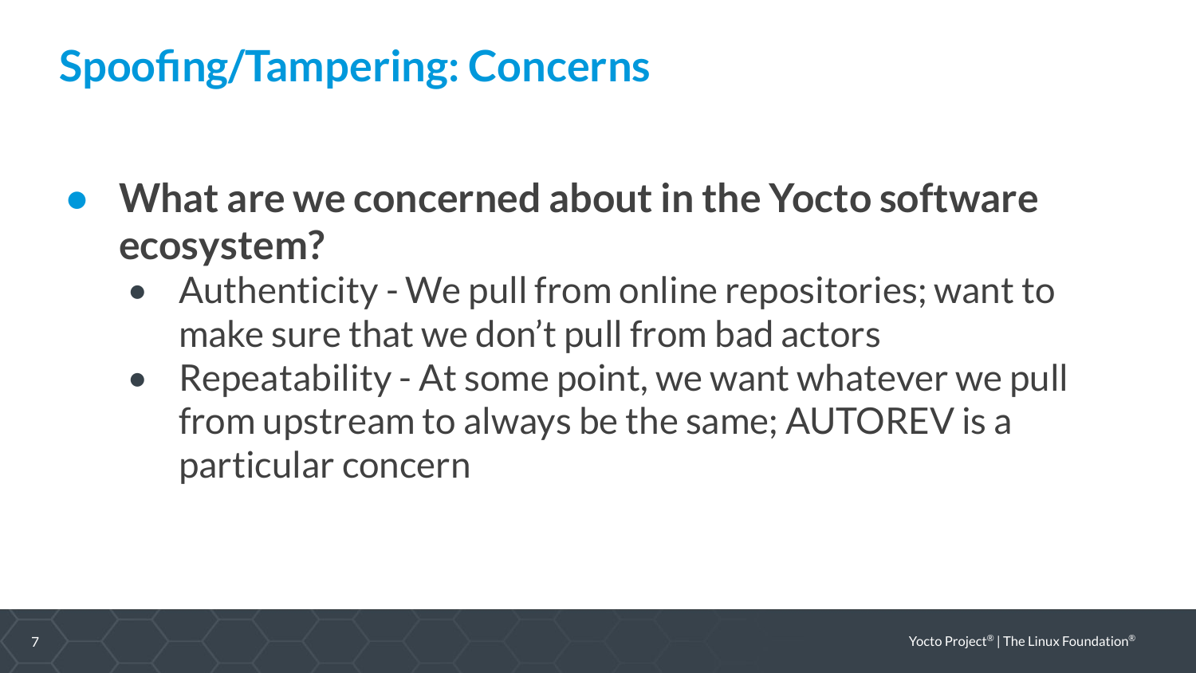# Spoofing/Tampering: Concerns

- **What are we concerned about in the Yocto software ecosystem?**
  - Authenticity - We pull from online repositories; want to make sure that we don't pull from bad actors
  - Repeatability - At some point, we want whatever we pull from upstream to always be the same; AUTOREV is a particular concern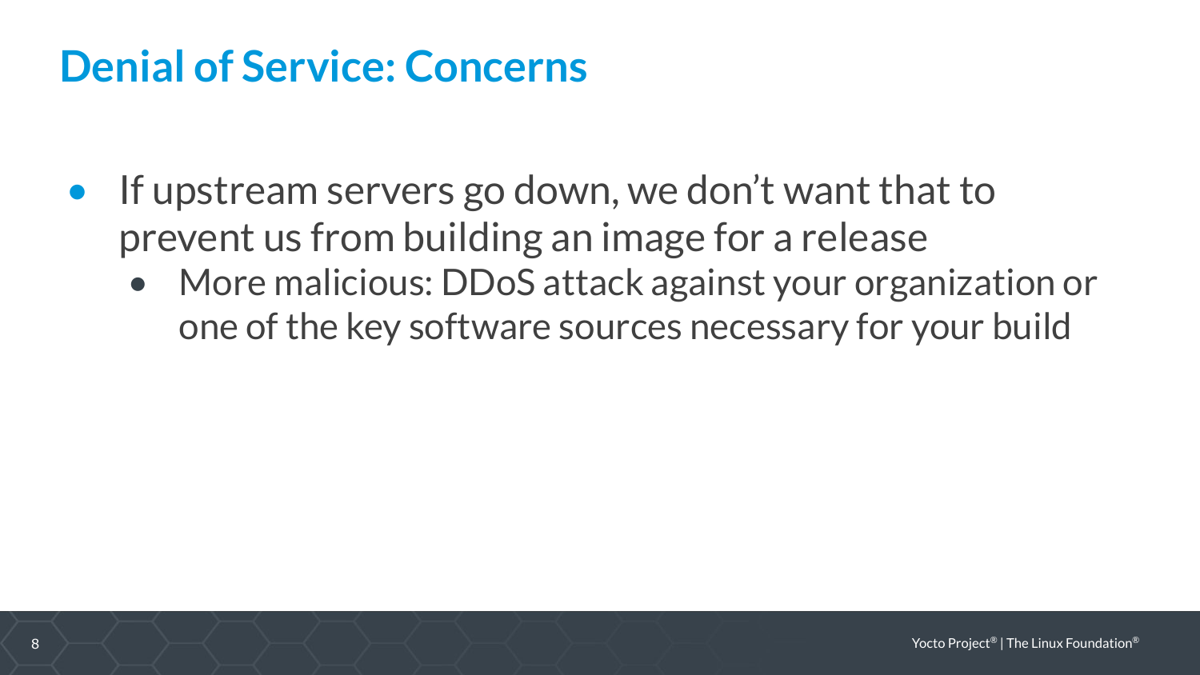# Denial of Service: Concerns

- If upstream servers go down, we don’t want that to prevent us from building an image for a release
  - More malicious: DDoS attack against your organization or one of the key software sources necessary for your build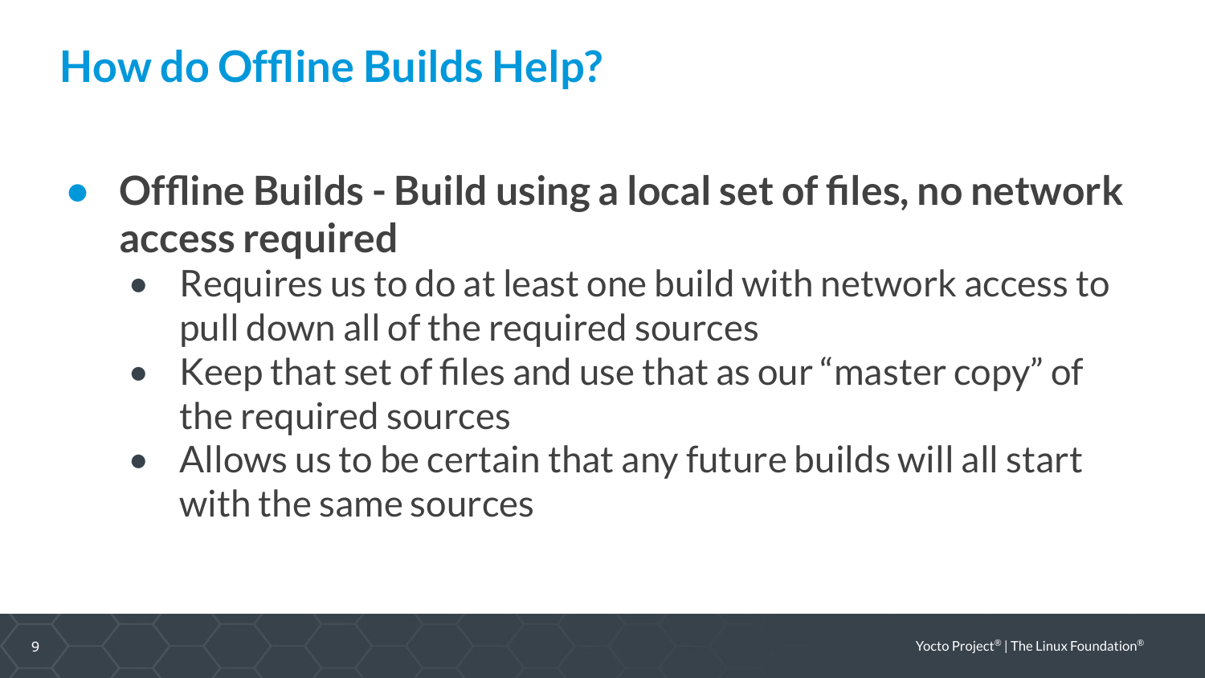# How do Offline Builds Help?

- **Offline Builds - Build using a local set of files, no network access required**
  - Requires us to do at least one build with network access to pull down all of the required sources
  - Keep that set of files and use that as our “master copy” of the required sources
  - Allows us to be certain that any future builds will all start with the same sources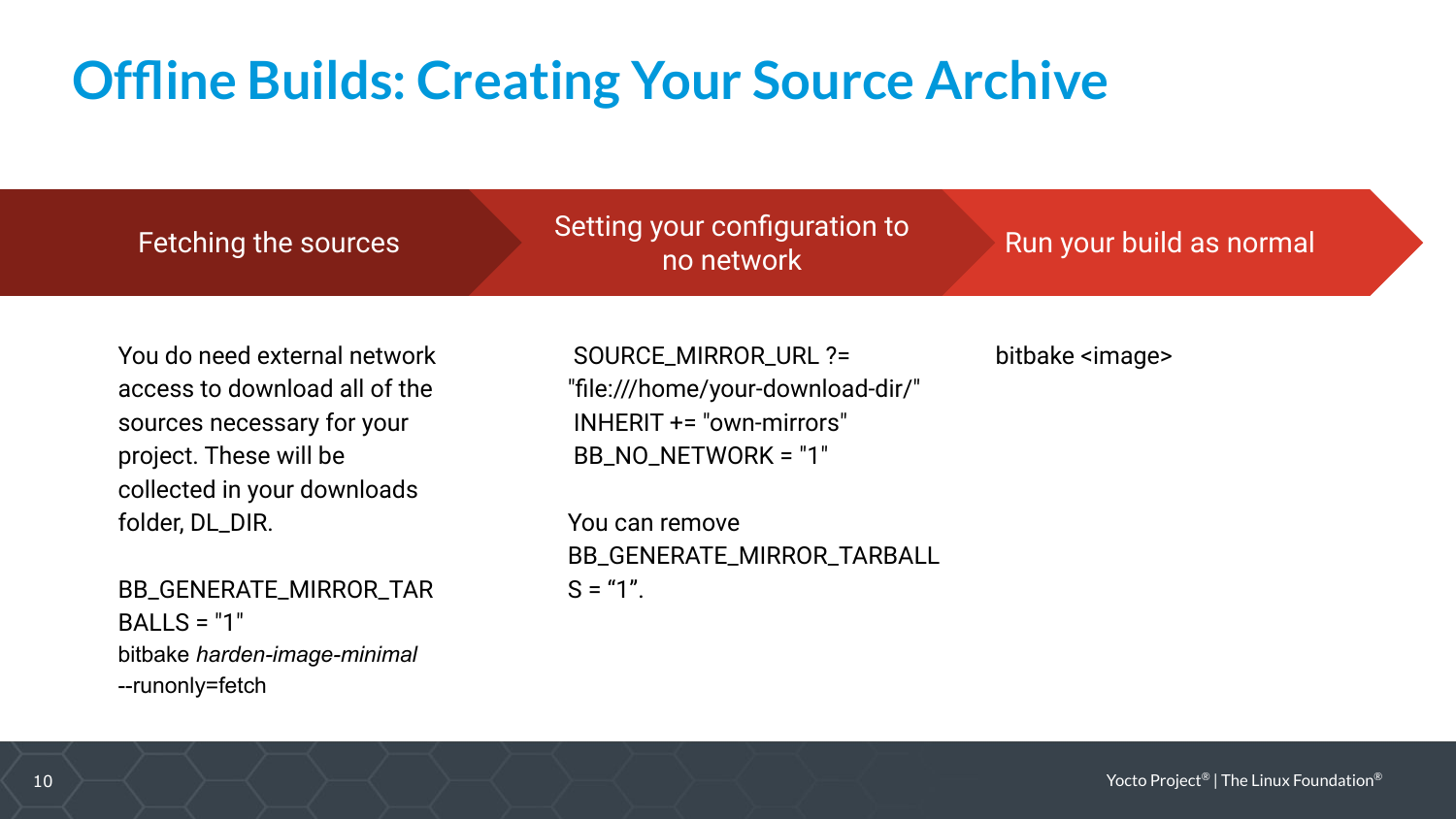# Offline Builds: Creating Your Source Archive

## Fetching the sources

You do need external network access to download all of the sources necessary for your project. These will be collected in your downloads folder, DL_DIR.

```
BB_GENERATE_MIRROR_TARBALLS = "1"
bitbake harden-image-minimal --runonly=fetch
```

## Setting your configuration to no network

```
SOURCE_MIRROR_URL ?= "file:///home/your-download-dir/"
INHERIT += "own-mirrors"
BB_NO_NETWORK = "1"
```

You can remove BB_GENERATE_MIRROR_TARBALLS = “1”.

## Run your build as normal

```
bitbake <image>
```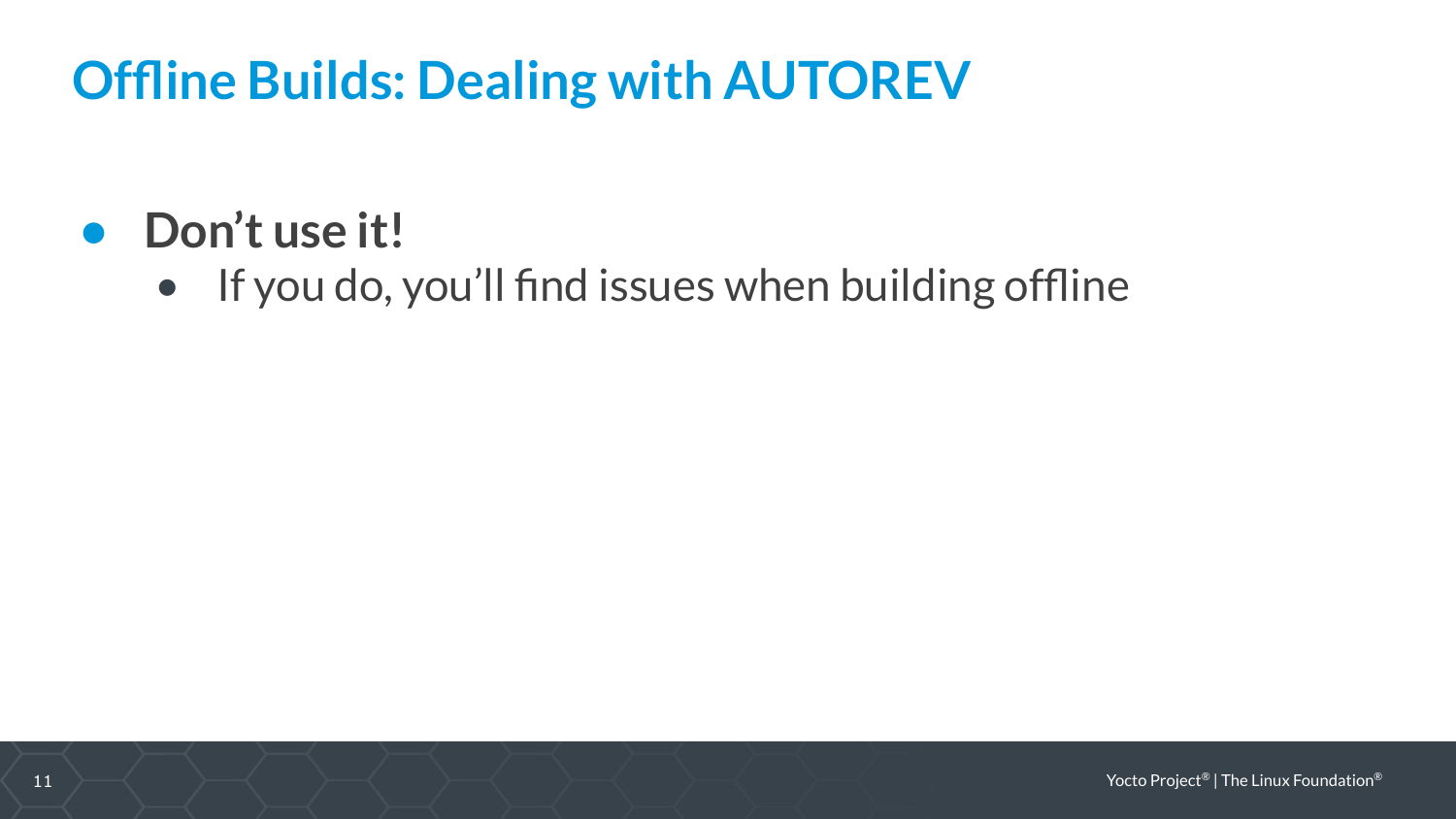# Offline Builds: Dealing with AUTOREV

- **Don't use it!**
  - If you do, you'll find issues when building offline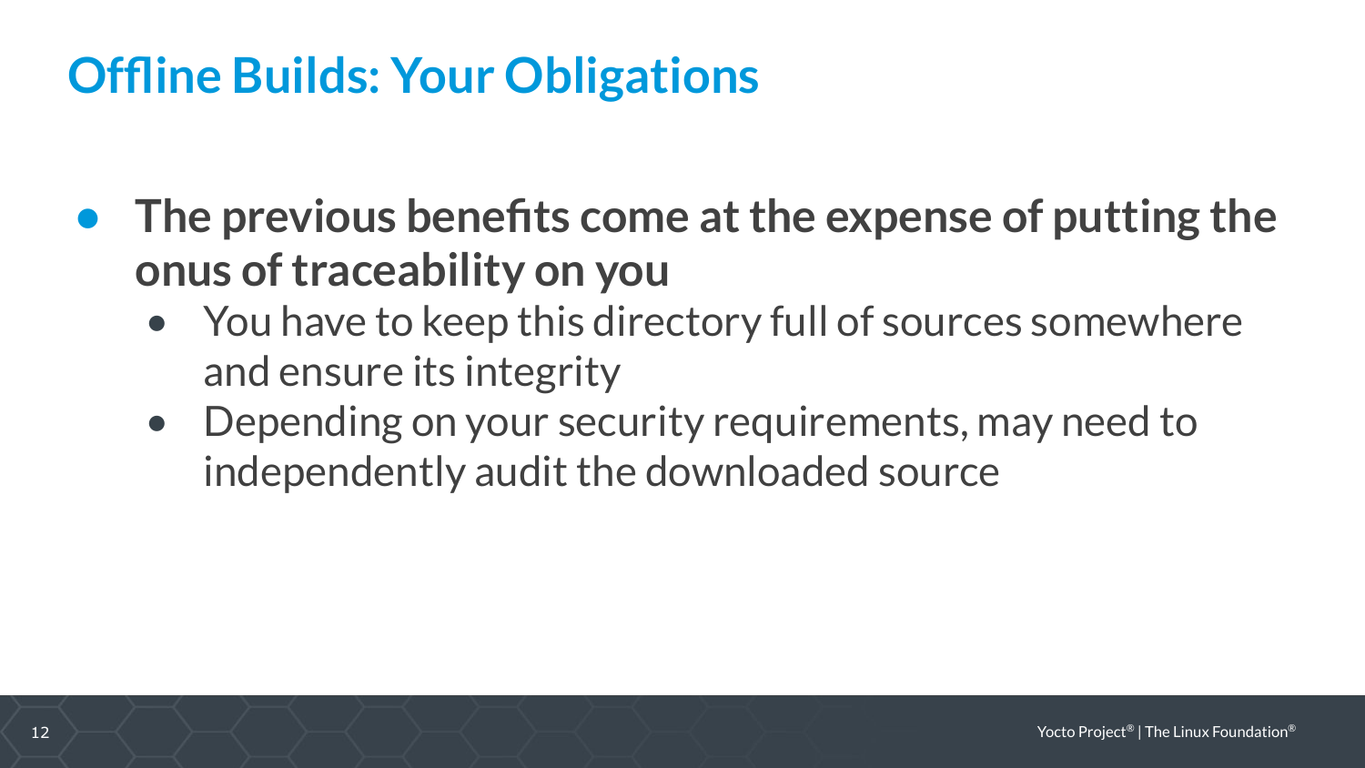# Offline Builds: Your Obligations

- **The previous benefits come at the expense of putting the onus of traceability on you**
  - You have to keep this directory full of sources somewhere and ensure its integrity
  - Depending on your security requirements, may need to independently audit the downloaded source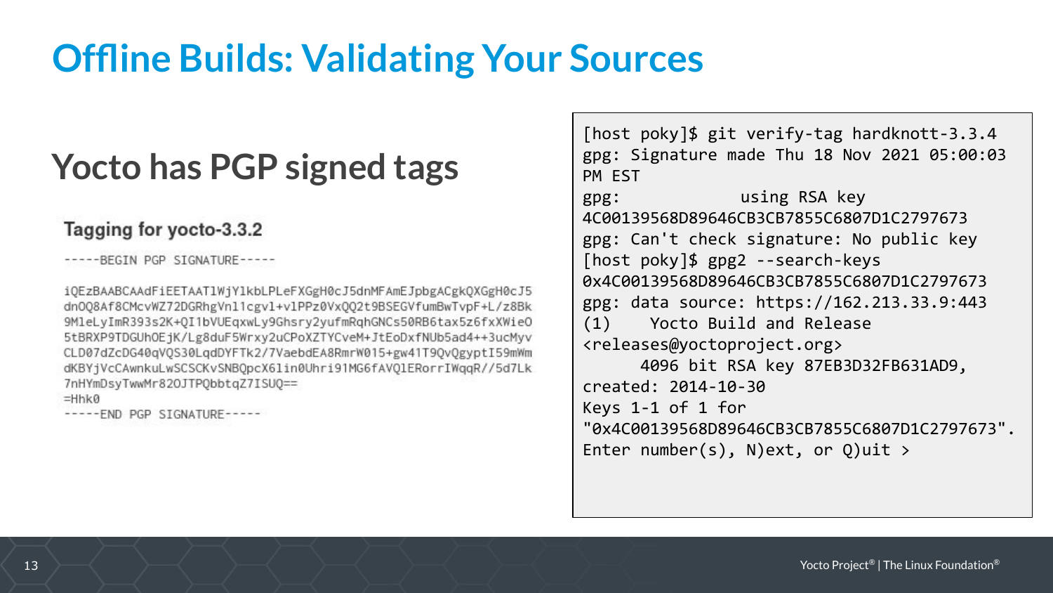# Offline Builds: Validating Your Sources

## Yocto has PGP signed tags

### Tagging for yocto-3.3.2

```
-----BEGIN PGP SIGNATURE-----

iQEzBAABCAAdFiEETAATlWjYlkbLPLeFXGgH0cJ5dnMFAmEJpbgACgkQXGgH0cJ5
dnOQ8Af8CMcvWZ72DGRhgVnl1cgvl+vlPPz0VxQQ2t9BSEGVfumBwTvpF+L/z8Bk
9MleLyImR393s2K+QI1bVUEqxwLy9Ghsry2yufmRqhGNCs50RB6tax5z6fxXWieO
5tBRXP9TDGUhOEjK/Lg8duF5Wrxy2uCPoXZTYCveM+JtEoDxfNUb5ad4++3ucMyv
CLD07dZcDG40qVQS30LqdDYFTk2/7VaebdEA8RmrW015+gw41T9QvQgyptI59mWm
dKBYjVcCAwnkuLwSCSCKvSNBQpcX61in0Uhri91MG6fAVQ1ERorrIWqqR//5d7Lk
7nHYmDsyTwwMr820JTPQbbtqZ7ISUQ==
=Hhk0
-----END PGP SIGNATURE-----
```

```
[host poky]$ git verify-tag hardknott-3.3.4
gpg: Signature made Thu 18 Nov 2021 05:00:03 PM EST
gpg:                using RSA key 4C00139568D89646CB3CB7855C6807D1C2797673
gpg: Can't check signature: No public key
[host poky]$ gpg2 --search-keys 0x4C00139568D89646CB3CB7855C6807D1C2797673
gpg: data source: https://162.213.33.9:443
(1)    Yocto Build and Release <releases@yoctoproject.org>
      4096 bit RSA key 87EB3D32FB631AD9, created: 2014-10-30
Keys 1-1 of 1 for "0x4C00139568D89646CB3CB7855C6807D1C2797673".
Enter number(s), N)ext, or Q)uit >
```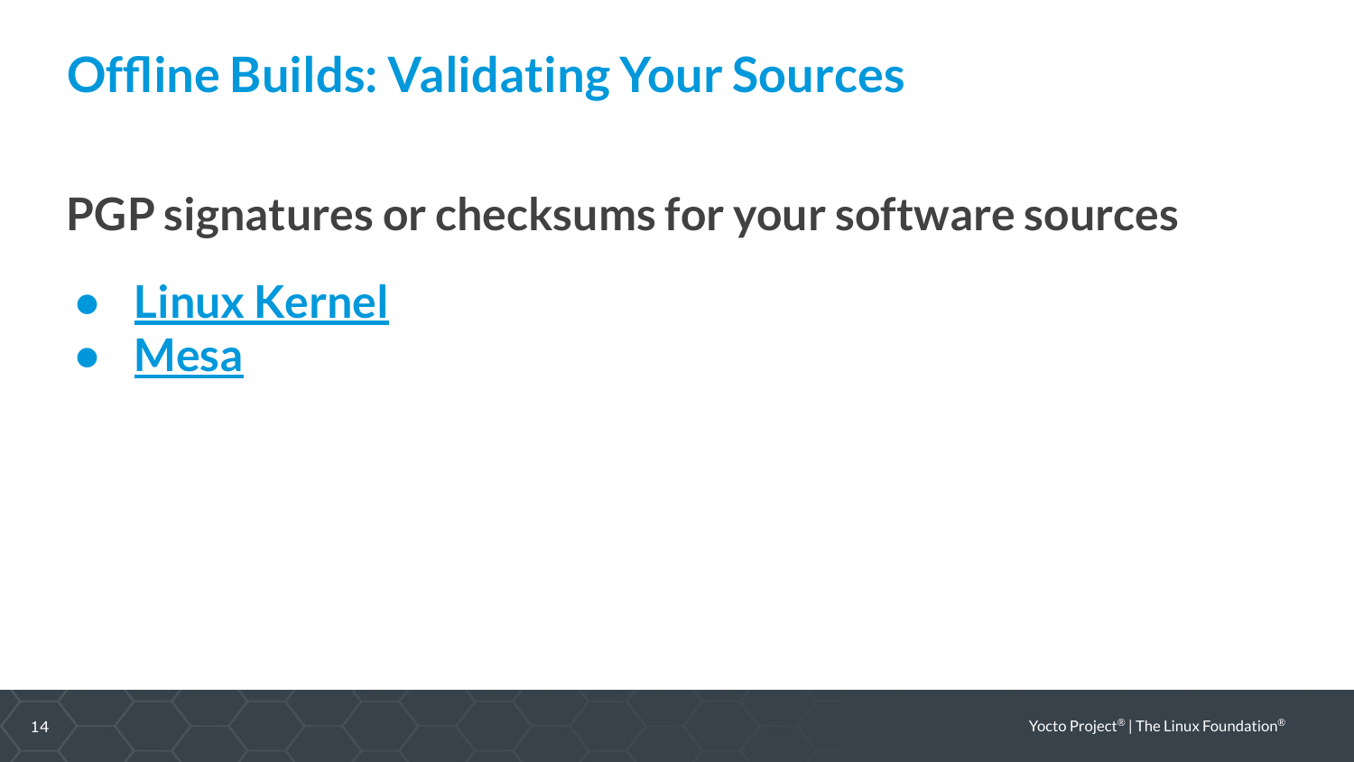# Offline Builds: Validating Your Sources

## PGP signatures or checksums for your software sources

- Linux Kernel
- Mesa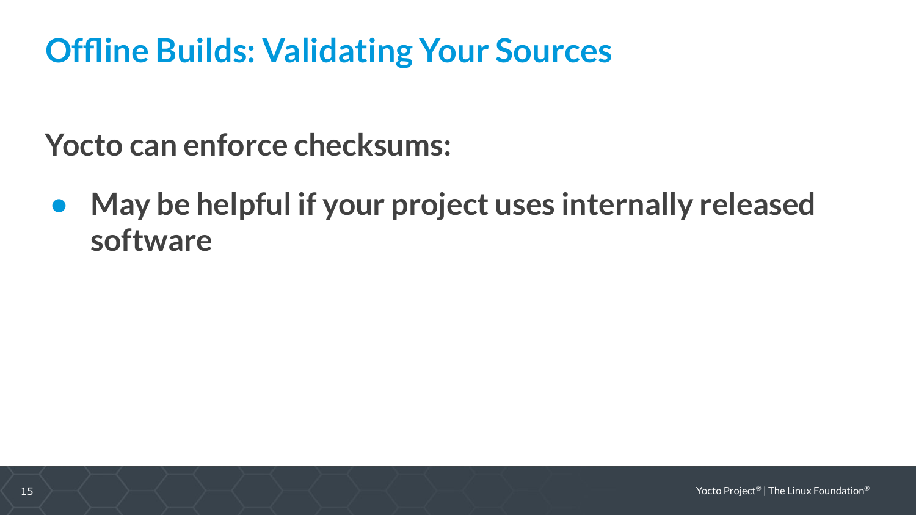# Offline Builds: Validating Your Sources

**Yocto can enforce checksums:**

- **May be helpful if your project uses internally released software**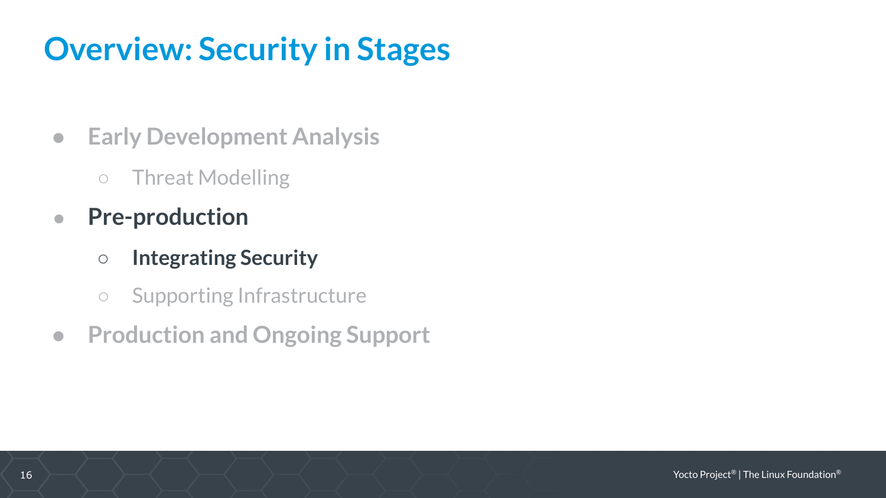# Overview: Security in Stages

- Early Development Analysis
  - Threat Modelling
- **Pre-production**
  - **Integrating Security**
  - Supporting Infrastructure
- Production and Ongoing Support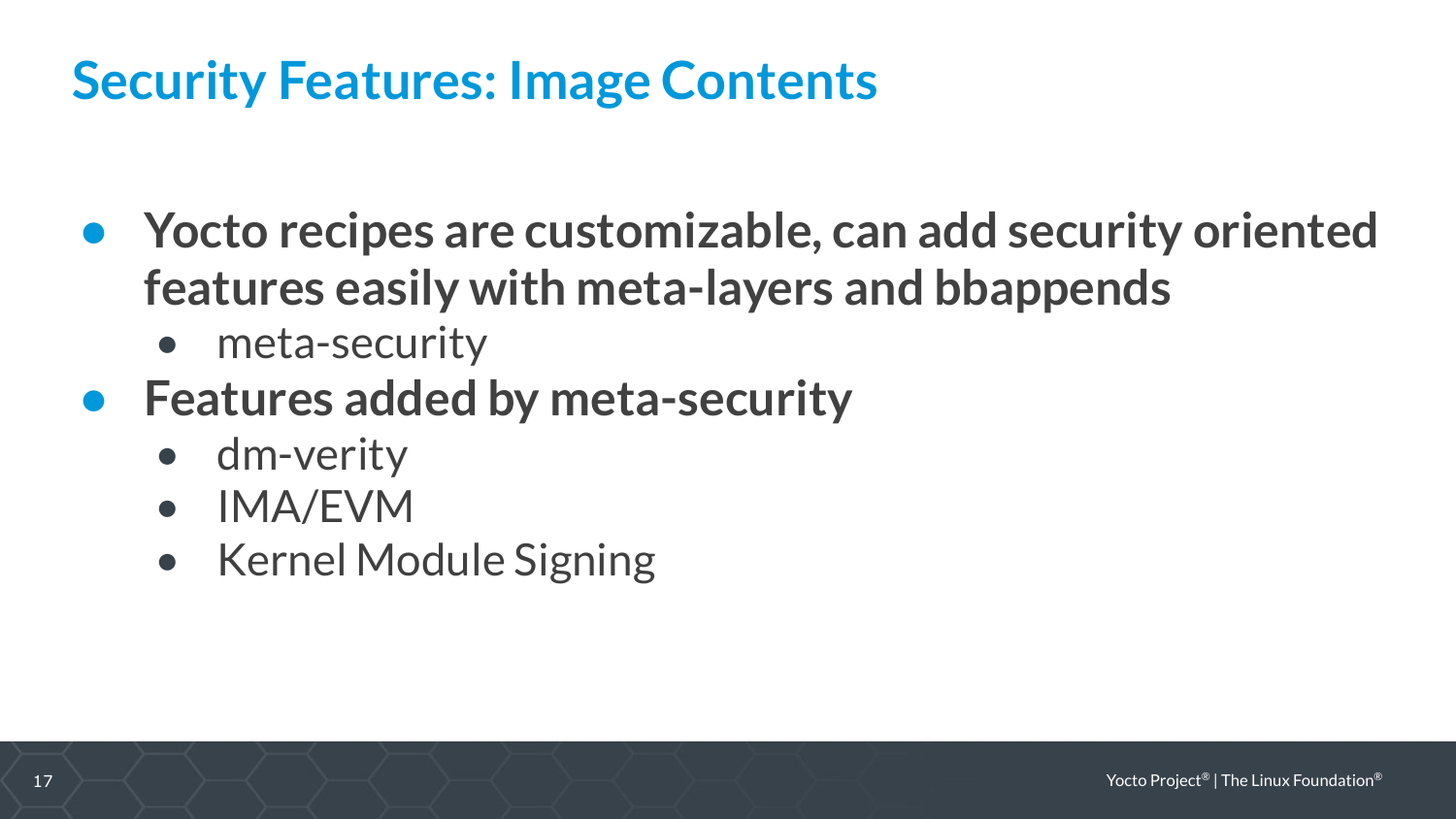# Security Features: Image Contents

- **Yocto recipes are customizable, can add security oriented features easily with meta-layers and bbappends**
  - meta-security
- **Features added by meta-security**
  - dm-verity
  - IMA/EVM
  - Kernel Module Signing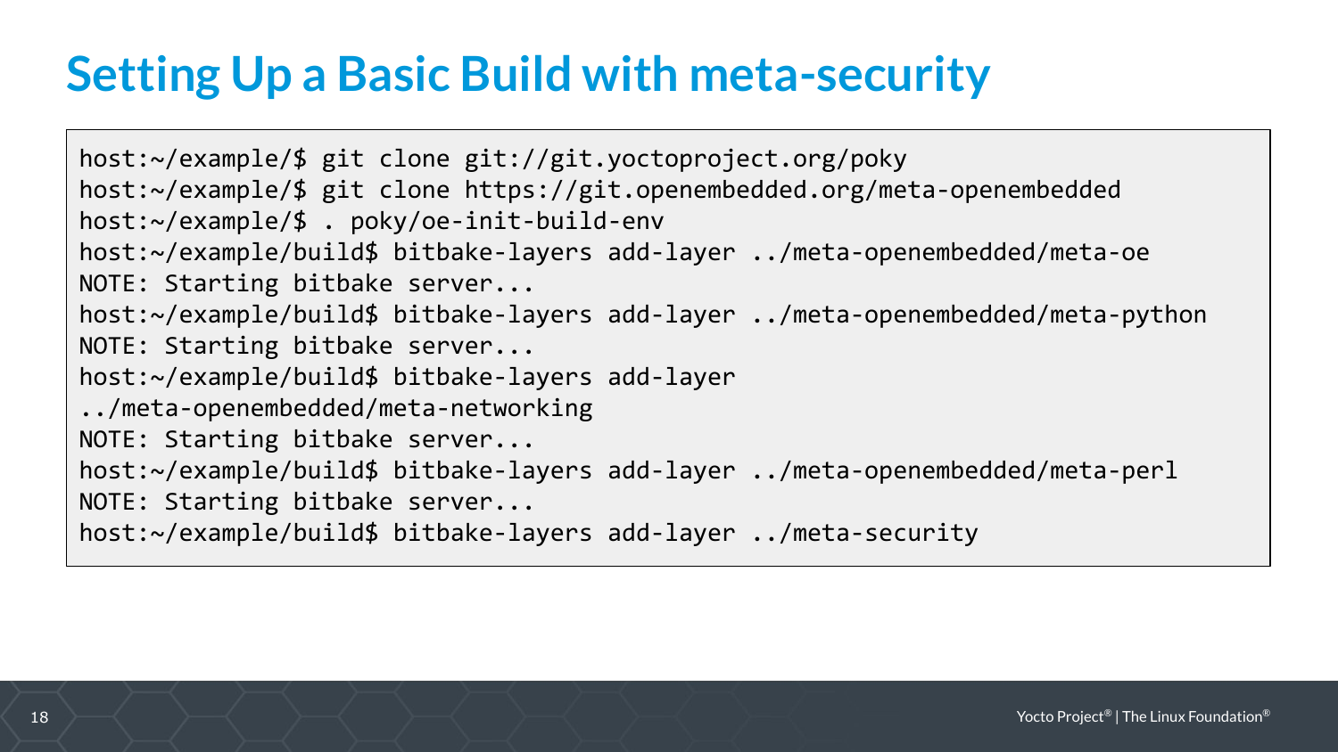# Setting Up a Basic Build with meta-security

```
host:~/example/$ git clone git://git.yoctoproject.org/poky
host:~/example/$ git clone https://git.openembedded.org/meta-openembedded
host:~/example/$ . poky/oe-init-build-env
host:~/example/build$ bitbake-layers add-layer ../meta-openembedded/meta-oe
NOTE: Starting bitbake server...
host:~/example/build$ bitbake-layers add-layer ../meta-openembedded/meta-python
NOTE: Starting bitbake server...
host:~/example/build$ bitbake-layers add-layer
../meta-openembedded/meta-networking
NOTE: Starting bitbake server...
host:~/example/build$ bitbake-layers add-layer ../meta-openembedded/meta-perl
NOTE: Starting bitbake server...
host:~/example/build$ bitbake-layers add-layer ../meta-security
```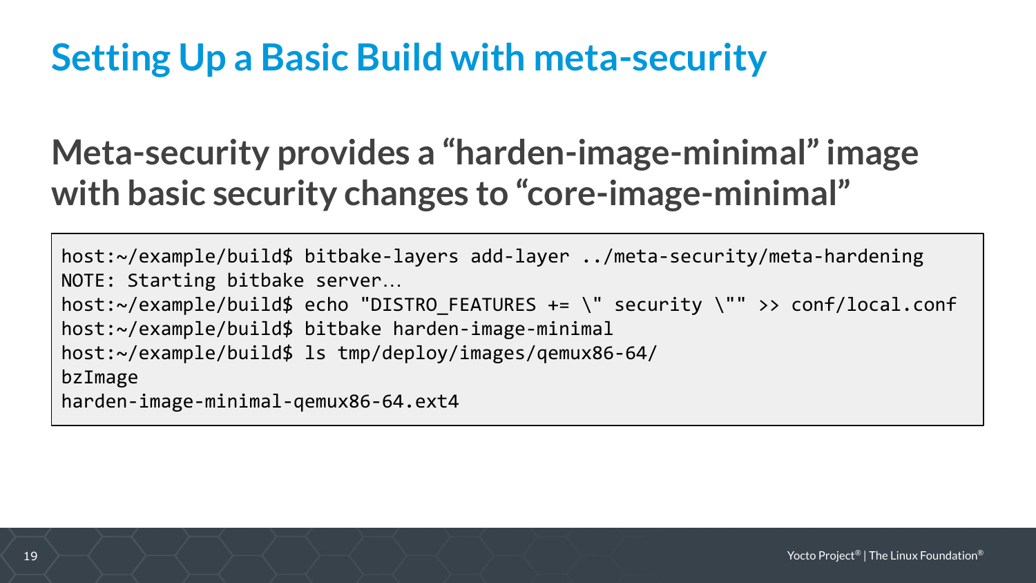# Setting Up a Basic Build with meta-security

## Meta-security provides a “harden-image-minimal” image with basic security changes to “core-image-minimal”

```
host:~/example/build$ bitbake-layers add-layer ../meta-security/meta-hardening
NOTE: Starting bitbake server…
host:~/example/build$ echo "DISTRO_FEATURES += \" security \"" >> conf/local.conf
host:~/example/build$ bitbake harden-image-minimal
host:~/example/build$ ls tmp/deploy/images/qemux86-64/
bzImage
harden-image-minimal-qemux86-64.ext4
```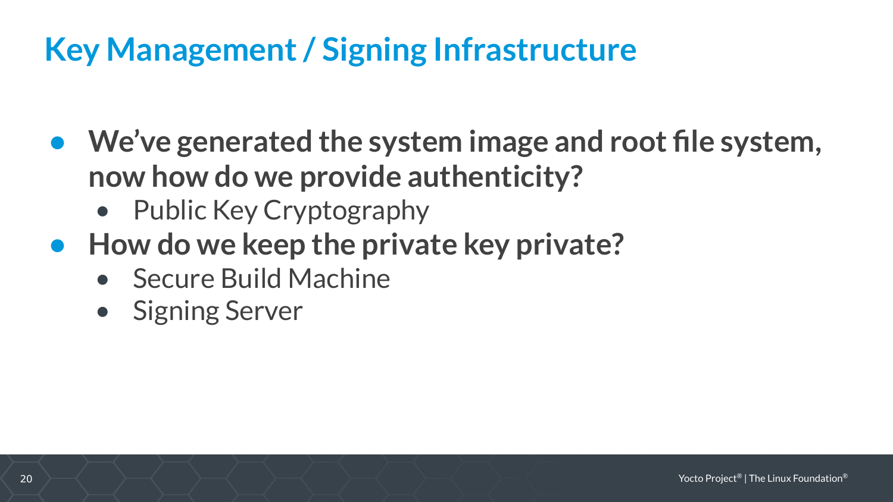# Key Management / Signing Infrastructure

- **We've generated the system image and root file system, now how do we provide authenticity?**
  - Public Key Cryptography
- **How do we keep the private key private?**
  - Secure Build Machine
  - Signing Server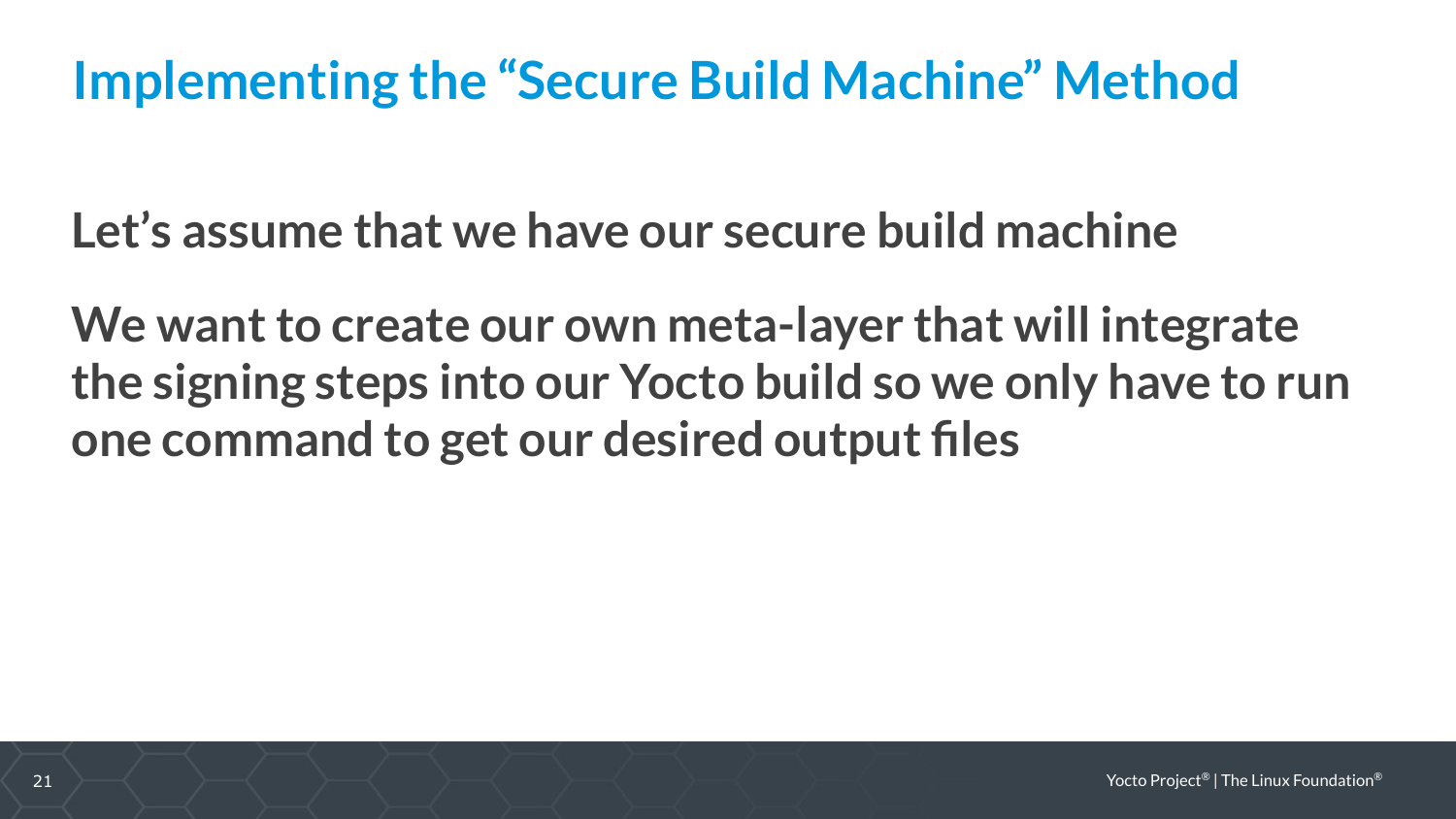# Implementing the "Secure Build Machine" Method

**Let's assume that we have our secure build machine**

**We want to create our own meta-layer that will integrate the signing steps into our Yocto build so we only have to run one command to get our desired output files**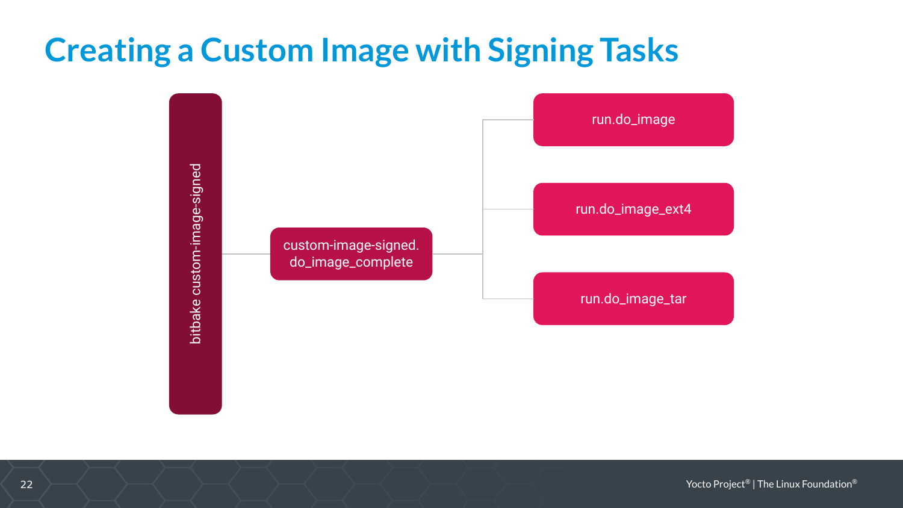# Creating a Custom Image with Signing Tasks

- bitbake custom-image-signed
  - custom-image-signed.do_image_complete
    - run.do_image
    - run.do_image_ext4
    - run.do_image_tar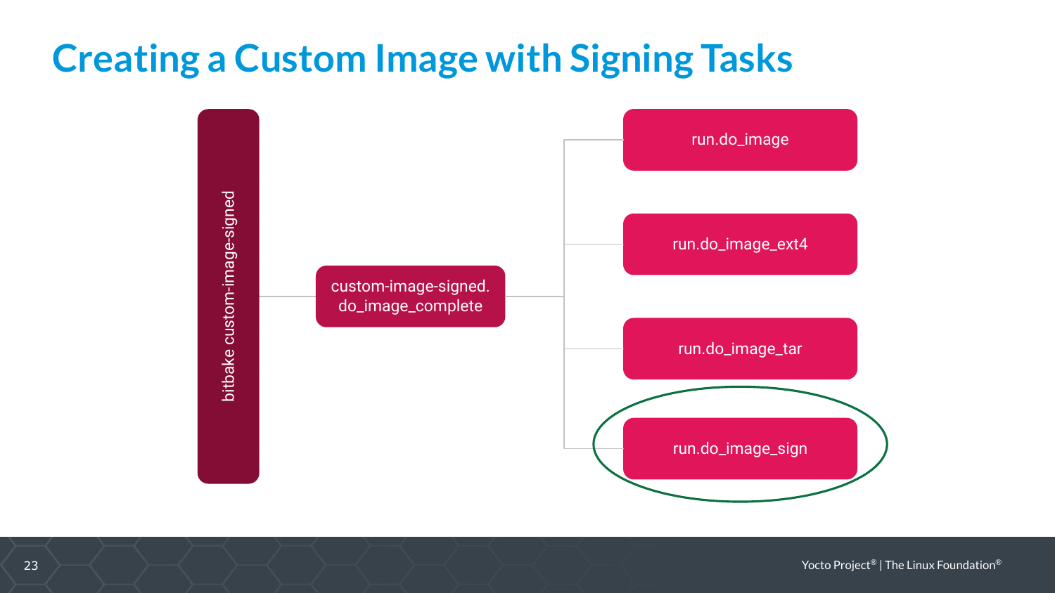# Creating a Custom Image with Signing Tasks

- bitbake custom-image-signed
  - custom-image-signed.do_image_complete
    - run.do_image
    - run.do_image_ext4
    - run.do_image_tar
    - run.do_image_sign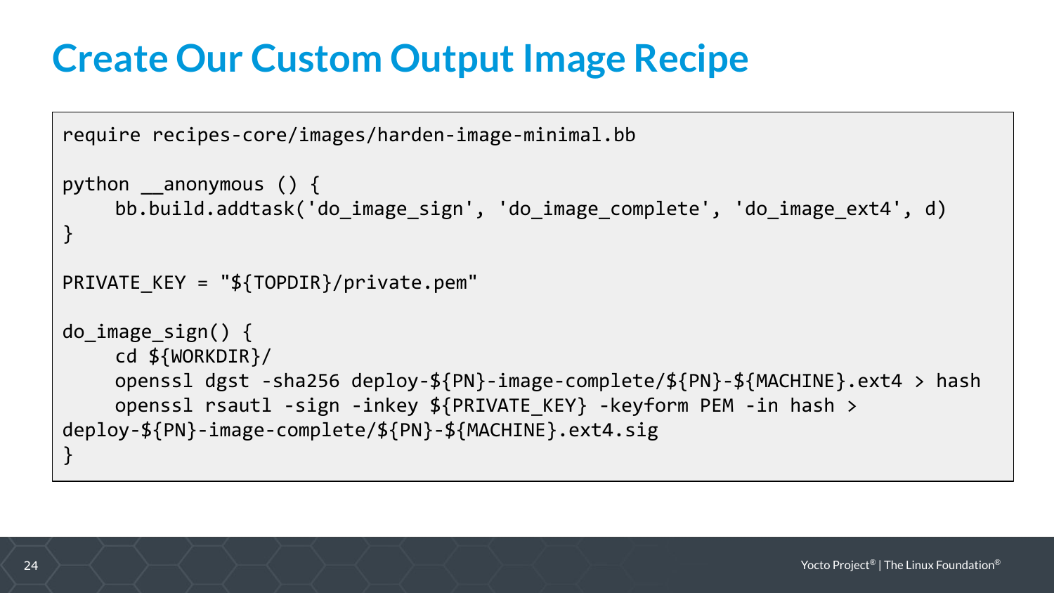# Create Our Custom Output Image Recipe

```
require recipes-core/images/harden-image-minimal.bb

python __anonymous () {
     bb.build.addtask('do_image_sign', 'do_image_complete', 'do_image_ext4', d)
}

PRIVATE_KEY = "${TOPDIR}/private.pem"

do_image_sign() {
     cd ${WORKDIR}/
     openssl dgst -sha256 deploy-${PN}-image-complete/${PN}-${MACHINE}.ext4 > hash
     openssl rsautl -sign -inkey ${PRIVATE_KEY} -keyform PEM -in hash >
deploy-${PN}-image-complete/${PN}-${MACHINE}.ext4.sig
}
```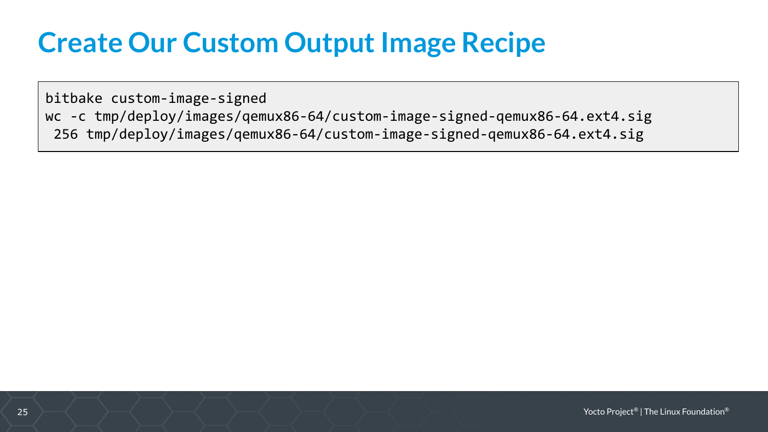# Create Our Custom Output Image Recipe

```
bitbake custom-image-signed
wc -c tmp/deploy/images/qemux86-64/custom-image-signed-qemux86-64.ext4.sig
 256 tmp/deploy/images/qemux86-64/custom-image-signed-qemux86-64.ext4.sig
```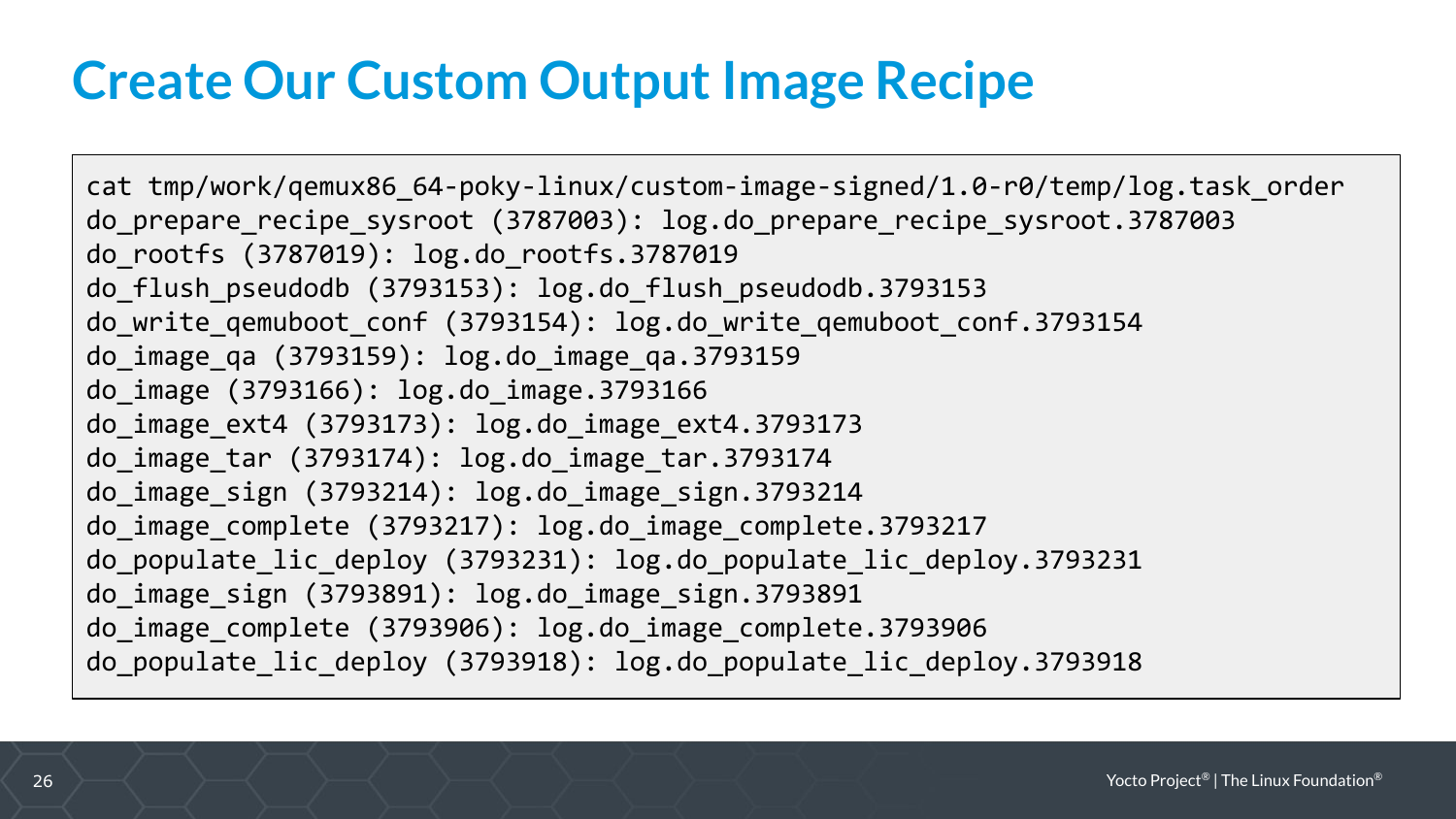# Create Our Custom Output Image Recipe

```
cat tmp/work/qemux86_64-poky-linux/custom-image-signed/1.0-r0/temp/log.task_order
do_prepare_recipe_sysroot (3787003): log.do_prepare_recipe_sysroot.3787003
do_rootfs (3787019): log.do_rootfs.3787019
do_flush_pseudodb (3793153): log.do_flush_pseudodb.3793153
do_write_qemuboot_conf (3793154): log.do_write_qemuboot_conf.3793154
do_image_qa (3793159): log.do_image_qa.3793159
do_image (3793166): log.do_image.3793166
do_image_ext4 (3793173): log.do_image_ext4.3793173
do_image_tar (3793174): log.do_image_tar.3793174
do_image_sign (3793214): log.do_image_sign.3793214
do_image_complete (3793217): log.do_image_complete.3793217
do_populate_lic_deploy (3793231): log.do_populate_lic_deploy.3793231
do_image_sign (3793891): log.do_image_sign.3793891
do_image_complete (3793906): log.do_image_complete.3793906
do_populate_lic_deploy (3793918): log.do_populate_lic_deploy.3793918
```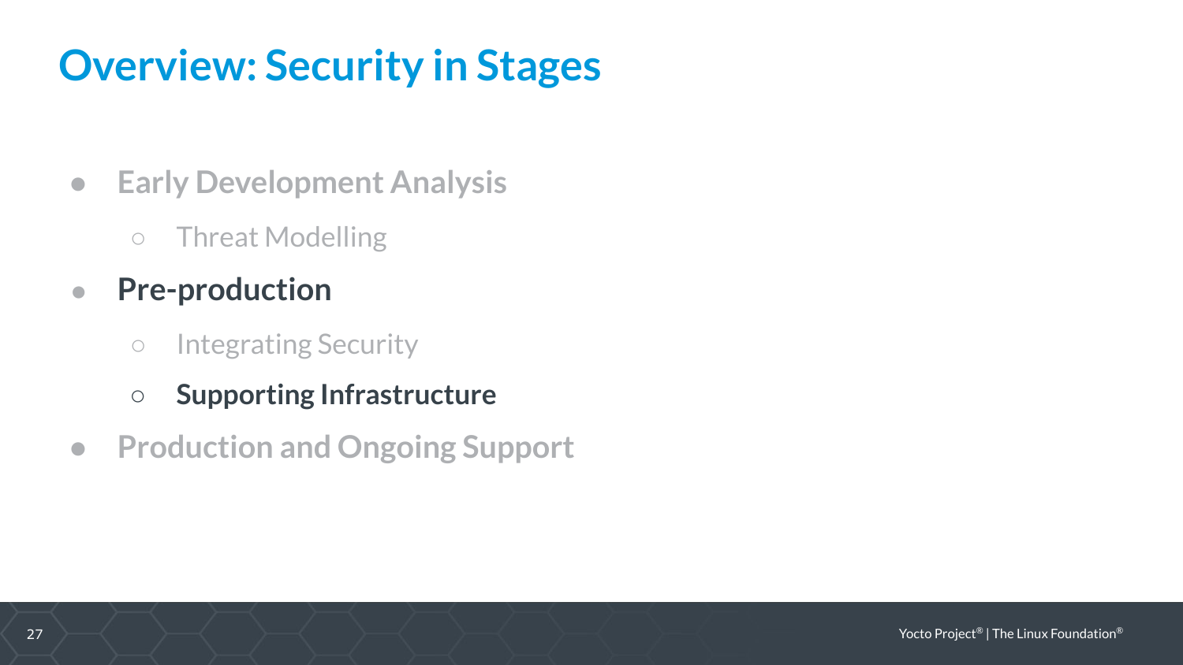# Overview: Security in Stages

- Early Development Analysis
  - Threat Modelling
- **Pre-production**
  - Integrating Security
  - **Supporting Infrastructure**
- Production and Ongoing Support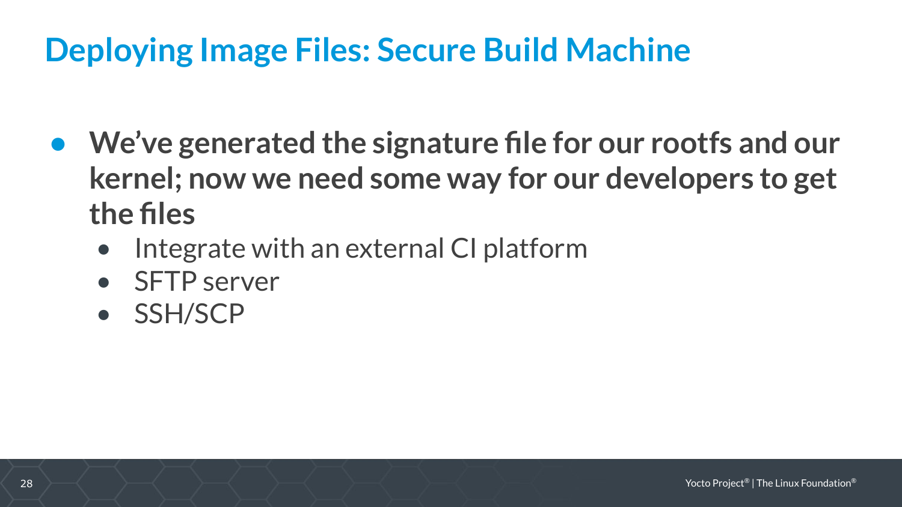# Deploying Image Files: Secure Build Machine

- **We've generated the signature file for our rootfs and our kernel; now we need some way for our developers to get the files**
  - Integrate with an external CI platform
  - SFTP server
  - SSH/SCP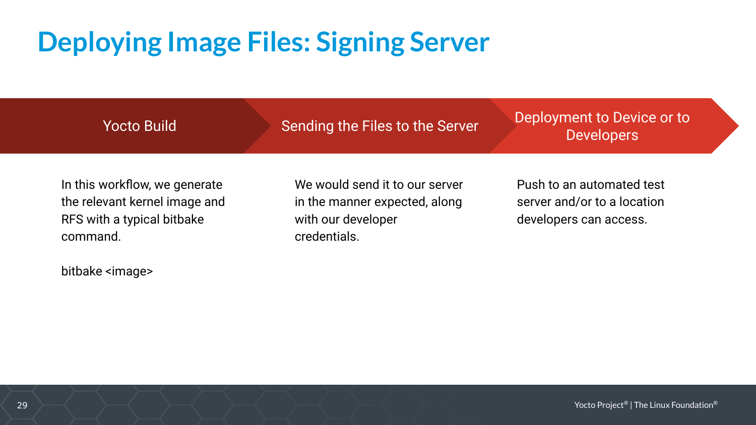# Deploying Image Files: Signing Server

| Yocto Build | Sending the Files to the Server | Deployment to Device or to Developers |
| --- | --- | --- |
| In this workflow, we generate the relevant kernel image and RFS with a typical bitbake command.<br><br>bitbake <image> | We would send it to our server in the manner expected, along with our developer credentials. | Push to an automated test server and/or to a location developers can access. |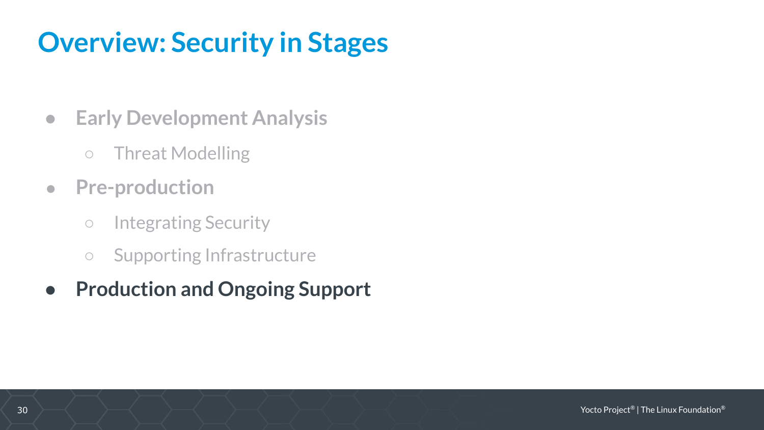# Overview: Security in Stages

- **Early Development Analysis**
  - Threat Modelling
- **Pre-production**
  - Integrating Security
  - Supporting Infrastructure
- **Production and Ongoing Support**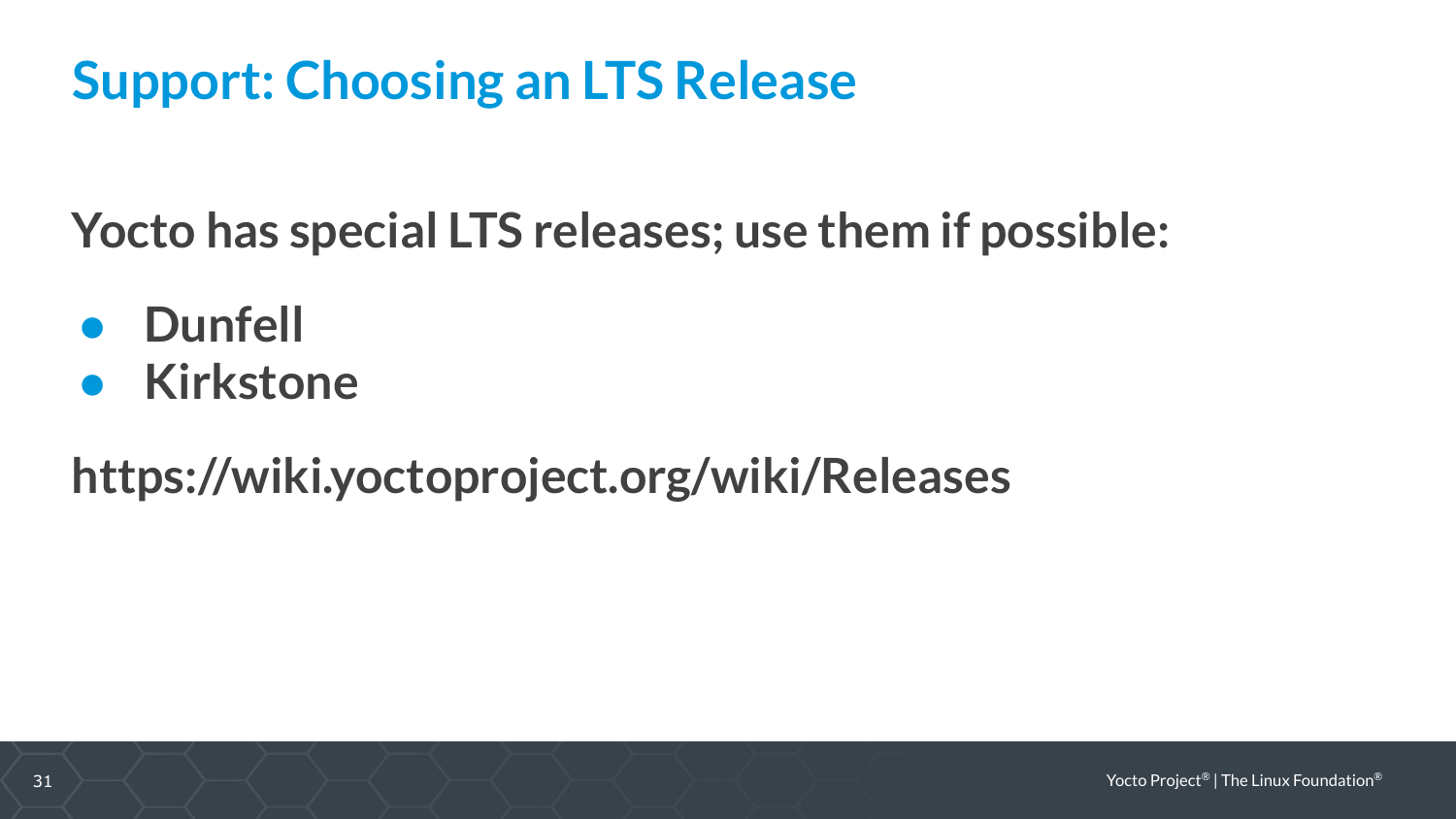# Support: Choosing an LTS Release

**Yocto has special LTS releases; use them if possible:**

- **Dunfell**
- **Kirkstone**

**https://wiki.yoctoproject.org/wiki/Releases**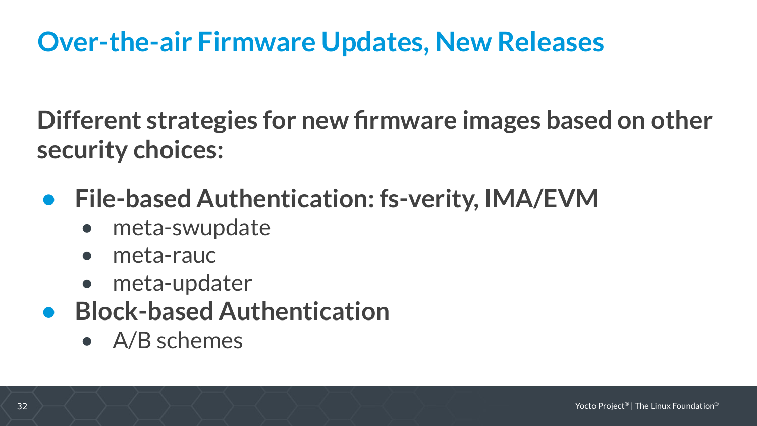# Over-the-air Firmware Updates, New Releases

**Different strategies for new firmware images based on other security choices:**

- **File-based Authentication: fs-verity, IMA/EVM**
  - meta-swupdate
  - meta-rauc
  - meta-updater
- **Block-based Authentication**
  - A/B schemes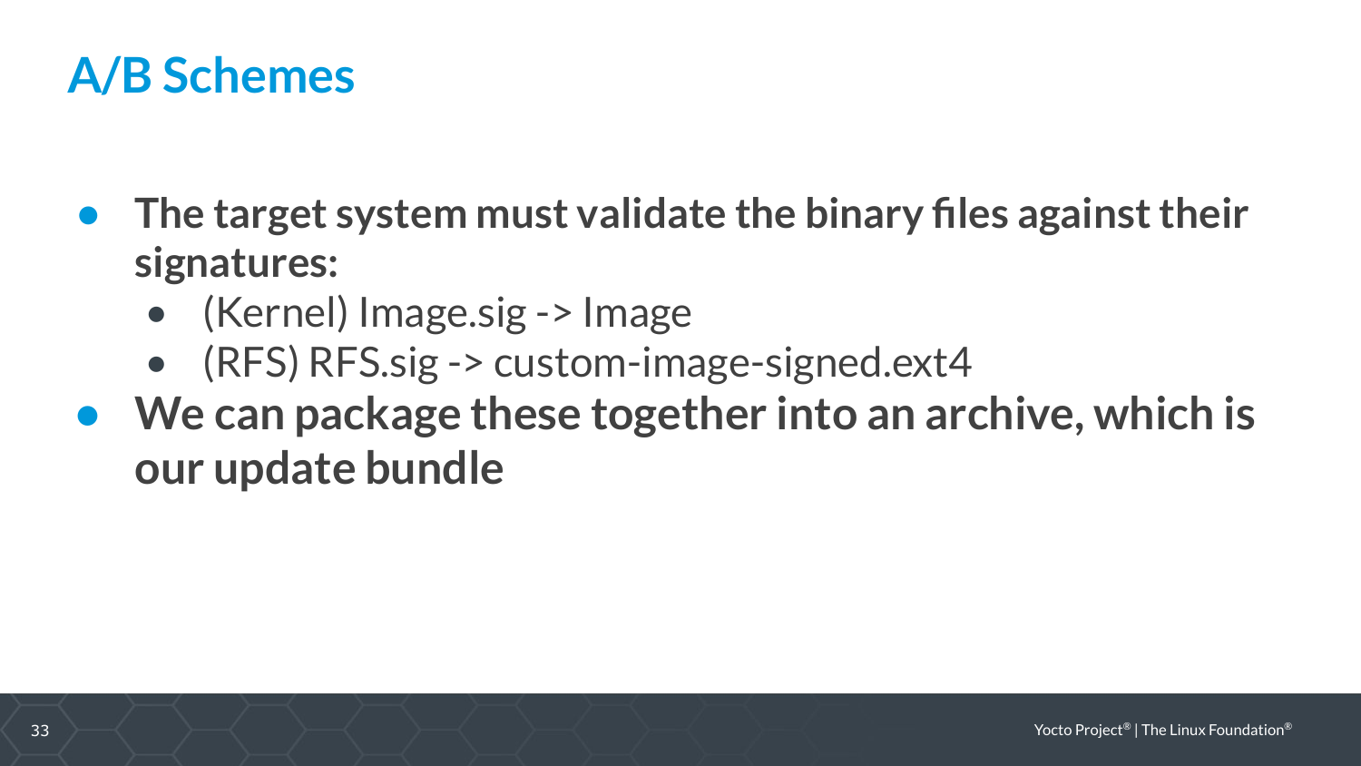# A/B Schemes

- **The target system must validate the binary files against their signatures:**
  - (Kernel) Image.sig -> Image
  - (RFS) RFS.sig -> custom-image-signed.ext4
- **We can package these together into an archive, which is our update bundle**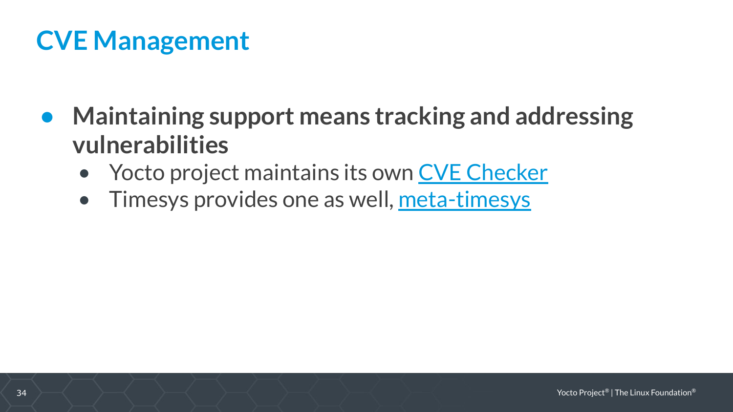# CVE Management

- **Maintaining support means tracking and addressing vulnerabilities**
  - Yocto project maintains its own CVE Checker
  - Timesys provides one as well, meta-timesys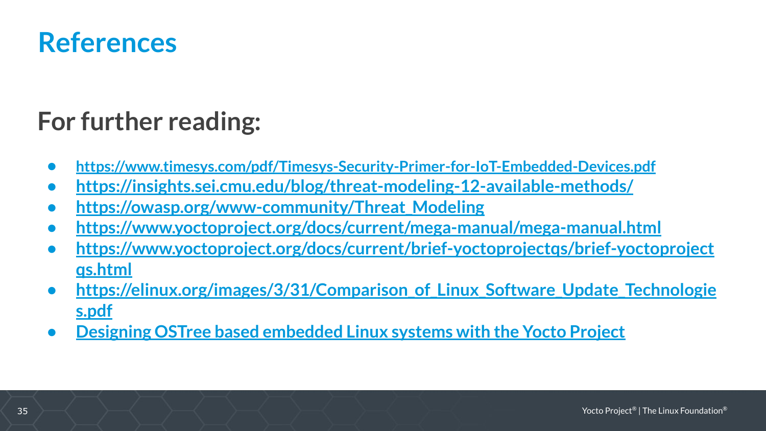# References

## For further reading:

- https://www.timesys.com/pdf/Timesys-Security-Primer-for-IoT-Embedded-Devices.pdf
- https://insights.sei.cmu.edu/blog/threat-modeling-12-available-methods/
- https://owasp.org/www-community/Threat_Modeling
- https://www.yoctoproject.org/docs/current/mega-manual/mega-manual.html
- https://www.yoctoproject.org/docs/current/brief-yoctoprojectqs/brief-yoctoprojectqs.html
- https://elinux.org/images/3/31/Comparison_of_Linux_Software_Update_Technologies.pdf
- Designing OSTree based embedded Linux systems with the Yocto Project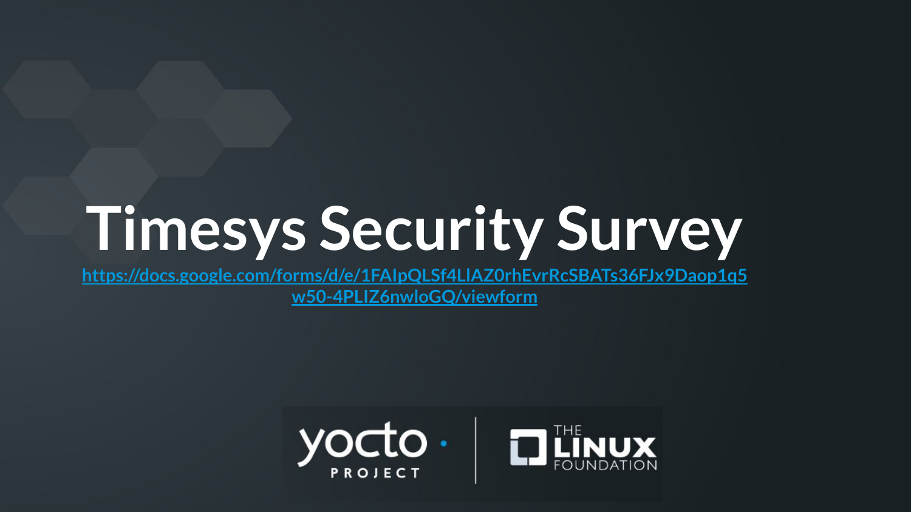# Timesys Security Survey

https://docs.google.com/forms/d/e/1FAIpQLSf4LlAZ0rhEvrRcSBATs36FJx9Daop1q5w50-4PLIZ6nwloGQ/viewform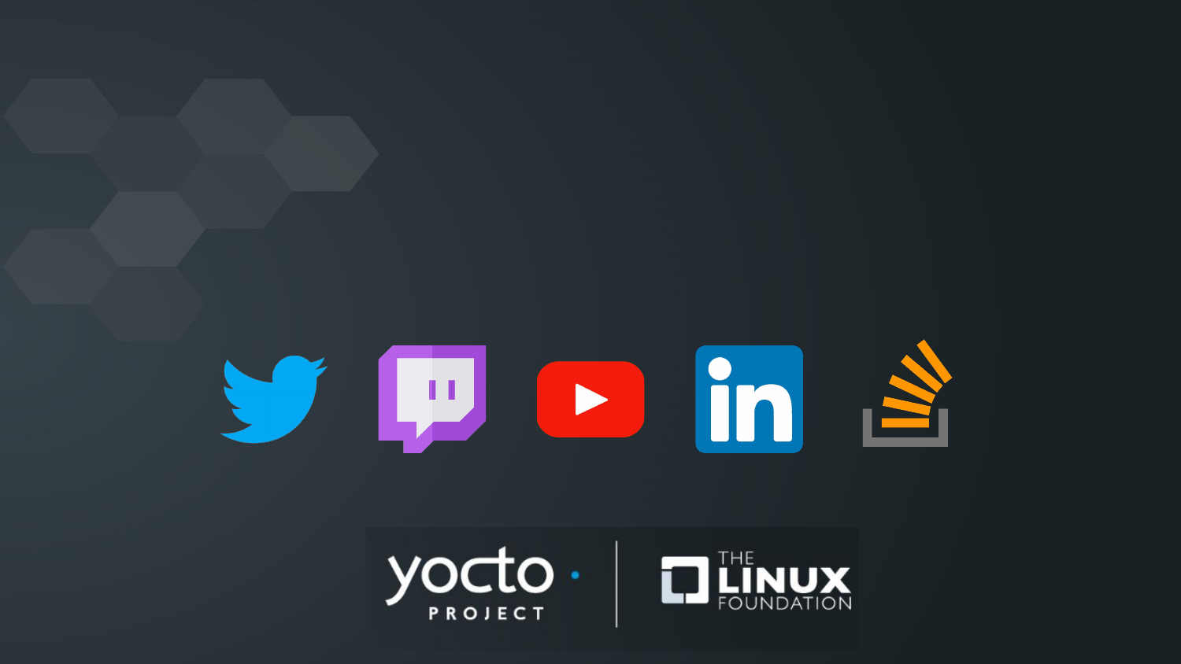yocto PROJECT

THE LINUX FOUNDATION